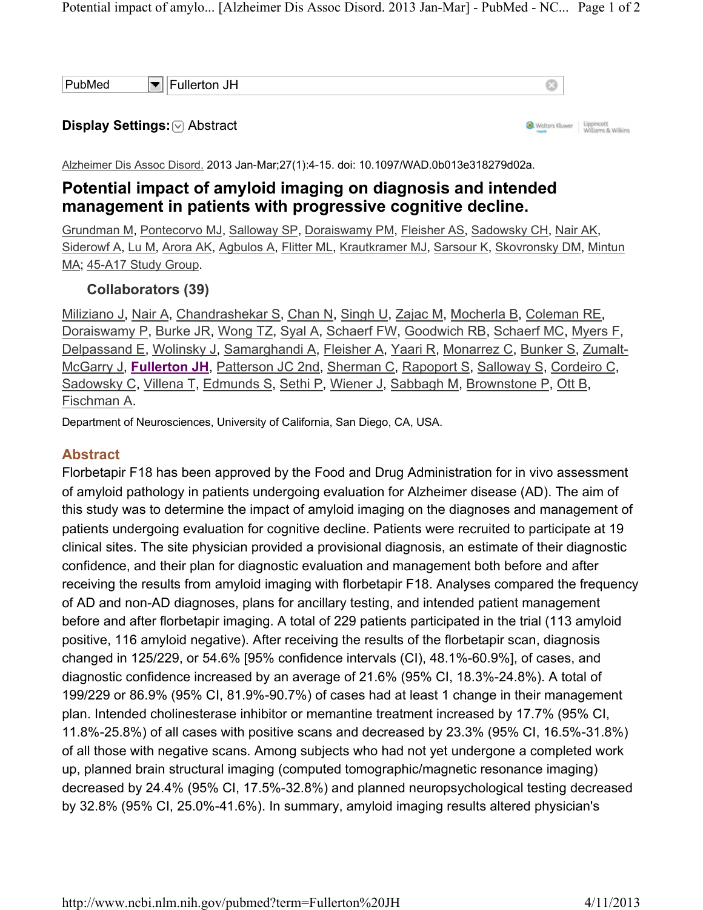PubMed Fullerton JH

**Display Settings:** Abstract

Alzheimer Dis Assoc Disord. 2013 Jan-Mar;27(1):4-15. doi: 10.1097/WAD.0b013e318279d02a.

# Potential impact of amyloid imaging on diagnosis and intended management in patients with progressive cognitive decline.

Grundman M, Pontecorvo MJ, Salloway SP, Doraiswamy PM, Fleisher AS, Sadowsky CH, Nair AK, Siderowf A, Lu M, Arora AK, Agbulos A, Flitter ML, Krautkramer MJ, Sarsour K, Skovronsky DM, Mintun MA; 45-A17 Study Group.

### Collaborators (39)

Miliziano J, Nair A, Chandrashekar S, Chan N, Singh U, Zajac M, Mocherla B, Coleman RE, Doraiswamy P, Burke JR, Wong TZ, Syal A, Schaerf FW, Goodwich RB, Schaerf MC, Myers F, Delpassand E, Wolinsky J, Samarghandi A, Fleisher A, Yaari R, Monarrez C, Bunker S, Zumalt-McGarry J, **Fullerton JH**, Patterson JC 2nd, Sherman C, Rapoport S, Salloway S, Cordeiro C, Sadowsky C, Villena T, Edmunds S, Sethi P, Wiener J, Sabbagh M, Brownstone P, Ott B, Fischman A.

Department of Neurosciences, University of California, San Diego, CA, USA.

## Abstract

Florbetapir F18 has been approved by the Food and Drug Administration for in vivo assessment of amyloid pathology in patients undergoing evaluation for Alzheimer disease (AD). The aim of this study was to determine the impact of amyloid imaging on the diagnoses and management of patients undergoing evaluation for cognitive decline. Patients were recruited to participate at 19 clinical sites. The site physician provided a provisional diagnosis, an estimate of their diagnostic confidence, and their plan for diagnostic evaluation and management both before and after receiving the results from amyloid imaging with florbetapir F18. Analyses compared the frequency of AD and non-AD diagnoses, plans for ancillary testing, and intended patient management before and after florbetapir imaging. A total of 229 patients participated in the trial (113 amyloid positive, 116 amyloid negative). After receiving the results of the florbetapir scan, diagnosis changed in 125/229, or 54.6% [95% confidence intervals (CI), 48.1%-60.9%], of cases, and diagnostic confidence increased by an average of 21.6% (95% CI, 18.3%-24.8%). A total of 199/229 or 86.9% (95% CI, 81.9%-90.7%) of cases had at least 1 change in their management plan. Intended cholinesterase inhibitor or memantine treatment increased by 17.7% (95% CI, 11.8%-25.8%) of all cases with positive scans and decreased by 23.3% (95% CI, 16.5%-31.8%) of all those with negative scans. Among subjects who had not yet undergone a completed work up, planned brain structural imaging (computed tomographic/magnetic resonance imaging) decreased by 24.4% (95% CI, 17.5%-32.8%) and planned neuropsychological testing decreased by 32.8% (95% CI, 25.0%-41.6%). In summary, amyloid imaging results altered physician's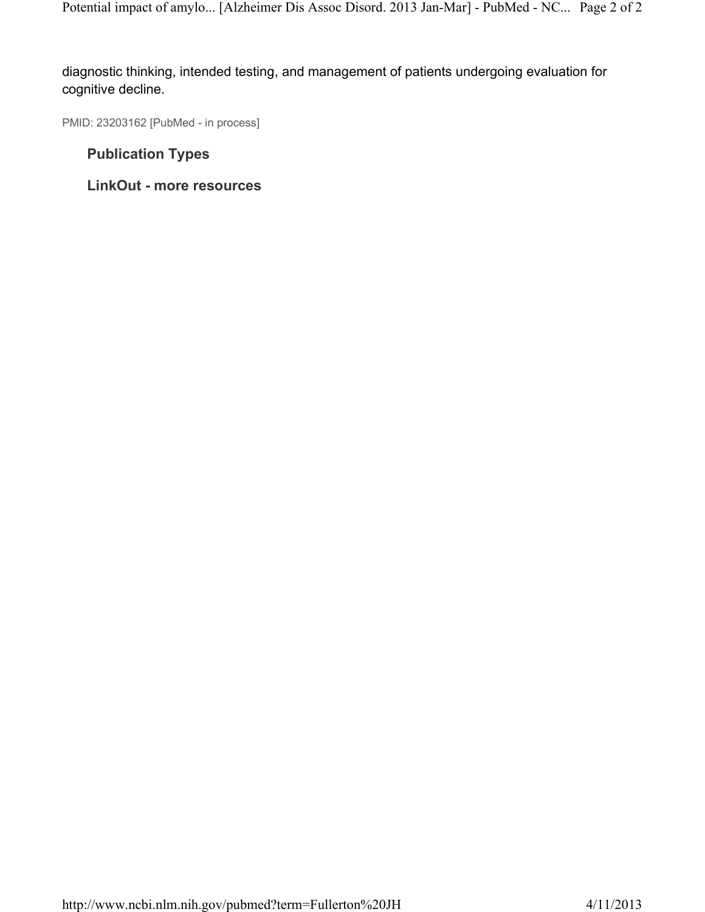diagnostic thinking, intended testing, and management of patients undergoing evaluation for cognitive decline.

PMID: 23203162 [PubMed - in process]

### Publication Types

### LinkOut - more resources